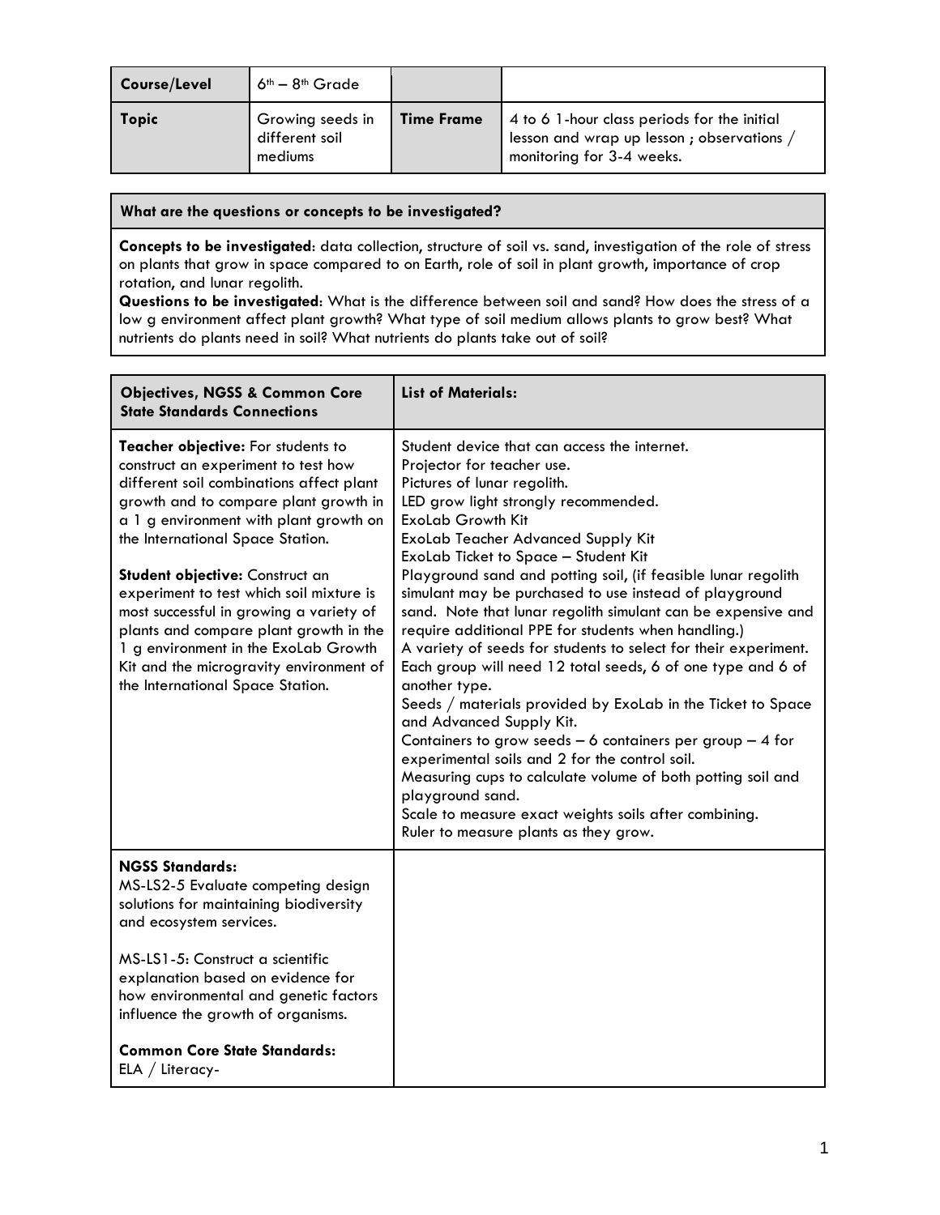| Course/Level | $6^{th}$ – $8^{th}$ Grade | | |
|---|---|---|---|
| **Topic** | Growing seeds in different soil mediums | **Time Frame** | 4 to 6 1-hour class periods for the initial lesson and wrap up lesson ; observations / monitoring for 3-4 weeks. |

| What are the questions or concepts to be investigated? |
|---|
| **Concepts to be investigated**: data collection, structure of soil vs. sand, investigation of the role of stress on plants that grow in space compared to on Earth, role of soil in plant growth, importance of crop rotation, and lunar regolith. **Questions to be investigated**: What is the difference between soil and sand? How does the stress of a low g environment affect plant growth? What type of soil medium allows plants to grow best? What nutrients do plants need in soil? What nutrients do plants take out of soil? |

| Objectives, NGSS & Common Core State Standards Connections | List of Materials: |
|---|---|
| **Teacher objective:** For students to construct an experiment to test how different soil combinations affect plant growth and to compare plant growth in a 1 g environment with plant growth on the International Space Station.<br><br>**Student objective:** Construct an experiment to test which soil mixture is most successful in growing a variety of plants and compare plant growth in the 1 g environment in the ExoLab Growth Kit and the microgravity environment of the International Space Station. | Student device that can access the internet.<br>Projector for teacher use.<br>Pictures of lunar regolith.<br>LED grow light strongly recommended.<br>ExoLab Growth Kit<br>ExoLab Teacher Advanced Supply Kit<br>ExoLab Ticket to Space – Student Kit<br>Playground sand and potting soil, (if feasible lunar regolith simulant may be purchased to use instead of playground sand. Note that lunar regolith simulant can be expensive and require additional PPE for students when handling.)<br>A variety of seeds for students to select for their experiment. Each group will need 12 total seeds, 6 of one type and 6 of another type.<br>Seeds / materials provided by ExoLab in the Ticket to Space and Advanced Supply Kit.<br>Containers to grow seeds – 6 containers per group – 4 for experimental soils and 2 for the control soil.<br>Measuring cups to calculate volume of both potting soil and playground sand.<br>Scale to measure exact weights soils after combining.<br>Ruler to measure plants as they grow. |
| **NGSS Standards:**<br>MS-LS2-5 Evaluate competing design solutions for maintaining biodiversity and ecosystem services.<br><br>MS-LS1-5: Construct a scientific explanation based on evidence for how environmental and genetic factors influence the growth of organisms.<br><br>**Common Core State Standards:**<br>ELA / Literacy- | |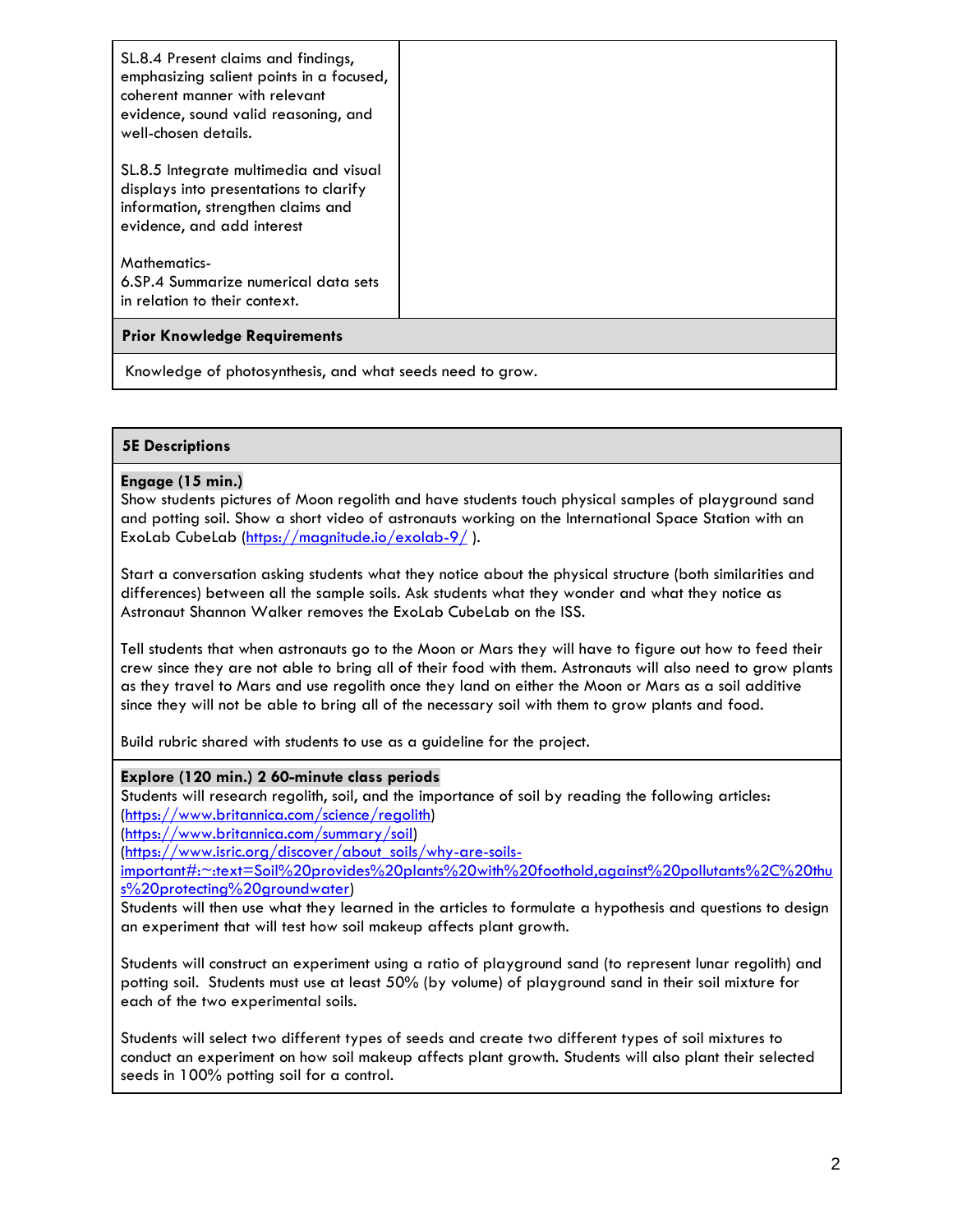| | |
|---|---|
| SL.8.4 Present claims and findings, emphasizing salient points in a focused, coherent manner with relevant evidence, sound valid reasoning, and well-chosen details.<br><br>SL.8.5 Integrate multimedia and visual displays into presentations to clarify information, strengthen claims and evidence, and add interest<br><br>Mathematics-<br>6.SP.4 Summarize numerical data sets in relation to their context. | |

| **Prior Knowledge Requirements** |
|---|
| Knowledge of photosynthesis, and what seeds need to grow. |

## 5E Descriptions

**Engage (15 min.)**

Show students pictures of Moon regolith and have students touch physical samples of playground sand and potting soil. Show a short video of astronauts working on the International Space Station with an ExoLab CubeLab (https://magnitude.io/exolab-9/ ).

Start a conversation asking students what they notice about the physical structure (both similarities and differences) between all the sample soils. Ask students what they wonder and what they notice as Astronaut Shannon Walker removes the ExoLab CubeLab on the ISS.

Tell students that when astronauts go to the Moon or Mars they will have to figure out how to feed their crew since they are not able to bring all of their food with them. Astronauts will also need to grow plants as they travel to Mars and use regolith once they land on either the Moon or Mars as a soil additive since they will not be able to bring all of the necessary soil with them to grow plants and food.

Build rubric shared with students to use as a guideline for the project.

**Explore (120 min.) 2 60-minute class periods**

Students will research regolith, soil, and the importance of soil by reading the following articles:
(https://www.britannica.com/science/regolith)
(https://www.britannica.com/summary/soil)
(https://www.isric.org/discover/about_soils/why-are-soils-important#:~:text=Soil%20provides%20plants%20with%20foothold,against%20pollutants%2C%20thus%20protecting%20groundwater)
Students will then use what they learned in the articles to formulate a hypothesis and questions to design an experiment that will test how soil makeup affects plant growth.

Students will construct an experiment using a ratio of playground sand (to represent lunar regolith) and potting soil. Students must use at least 50% (by volume) of playground sand in their soil mixture for each of the two experimental soils.

Students will select two different types of seeds and create two different types of soil mixtures to conduct an experiment on how soil makeup affects plant growth. Students will also plant their selected seeds in 100% potting soil for a control.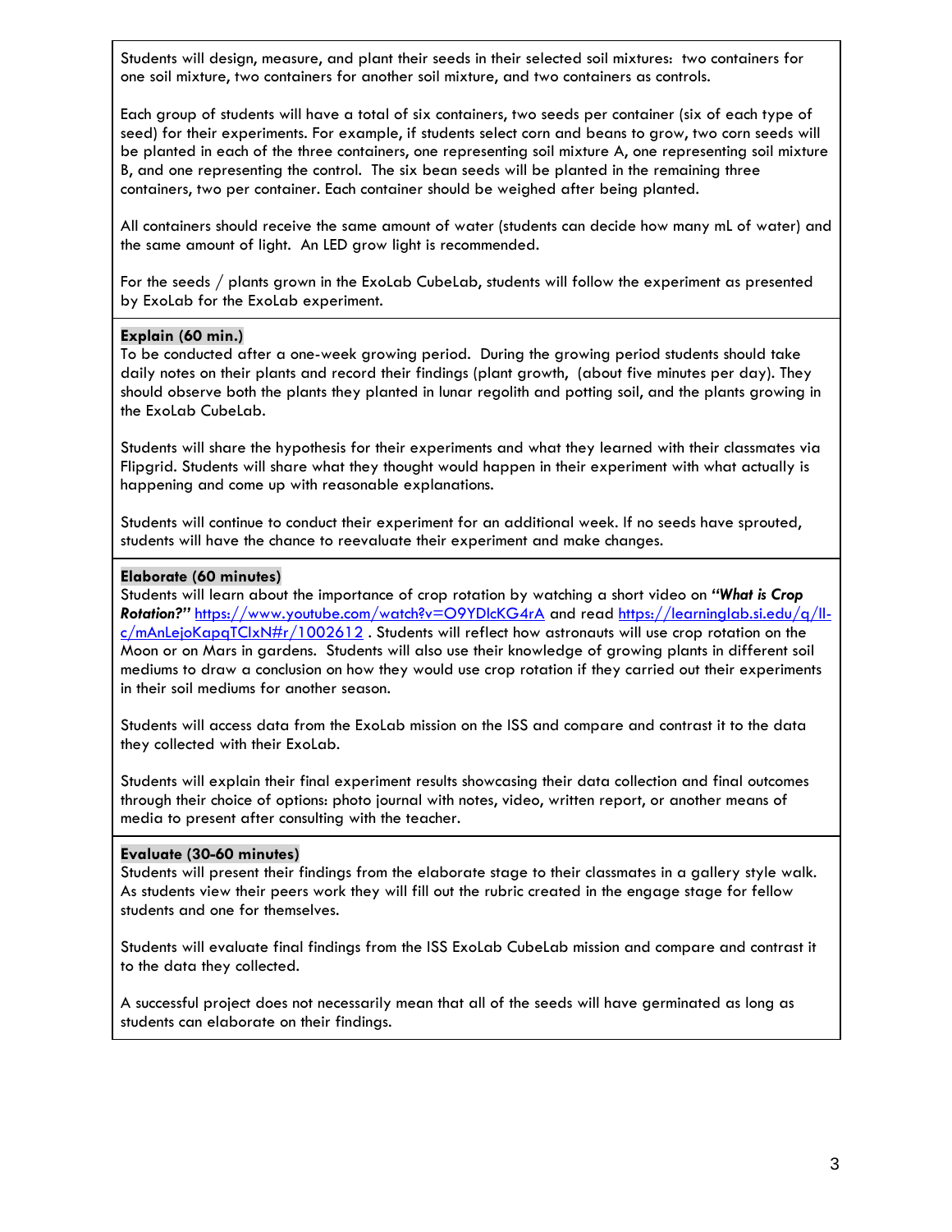Students will design, measure, and plant their seeds in their selected soil mixtures: two containers for one soil mixture, two containers for another soil mixture, and two containers as controls.

Each group of students will have a total of six containers, two seeds per container (six of each type of seed) for their experiments. For example, if students select corn and beans to grow, two corn seeds will be planted in each of the three containers, one representing soil mixture A, one representing soil mixture B, and one representing the control. The six bean seeds will be planted in the remaining three containers, two per container. Each container should be weighed after being planted.

All containers should receive the same amount of water (students can decide how many mL of water) and the same amount of light. An LED grow light is recommended.

For the seeds / plants grown in the ExoLab CubeLab, students will follow the experiment as presented by ExoLab for the ExoLab experiment.

**Explain (60 min.)**
To be conducted after a one-week growing period. During the growing period students should take daily notes on their plants and record their findings (plant growth, (about five minutes per day). They should observe both the plants they planted in lunar regolith and potting soil, and the plants growing in the ExoLab CubeLab.

Students will share the hypothesis for their experiments and what they learned with their classmates via Flipgrid. Students will share what they thought would happen in their experiment with what actually is happening and come up with reasonable explanations.

Students will continue to conduct their experiment for an additional week. If no seeds have sprouted, students will have the chance to reevaluate their experiment and make changes.

**Elaborate (60 minutes)**
Students will learn about the importance of crop rotation by watching a short video on ***"What is Crop Rotation?"*** https://www.youtube.com/watch?v=O9YDlcKG4rA and read https://learninglab.si.edu/q/ll-c/mAnLejoKapqTClxN#r/1002612 . Students will reflect how astronauts will use crop rotation on the Moon or on Mars in gardens. Students will also use their knowledge of growing plants in different soil mediums to draw a conclusion on how they would use crop rotation if they carried out their experiments in their soil mediums for another season.

Students will access data from the ExoLab mission on the ISS and compare and contrast it to the data they collected with their ExoLab.

Students will explain their final experiment results showcasing their data collection and final outcomes through their choice of options: photo journal with notes, video, written report, or another means of media to present after consulting with the teacher.

**Evaluate (30-60 minutes)**
Students will present their findings from the elaborate stage to their classmates in a gallery style walk. As students view their peers work they will fill out the rubric created in the engage stage for fellow students and one for themselves.

Students will evaluate final findings from the ISS ExoLab CubeLab mission and compare and contrast it to the data they collected.

A successful project does not necessarily mean that all of the seeds will have germinated as long as students can elaborate on their findings.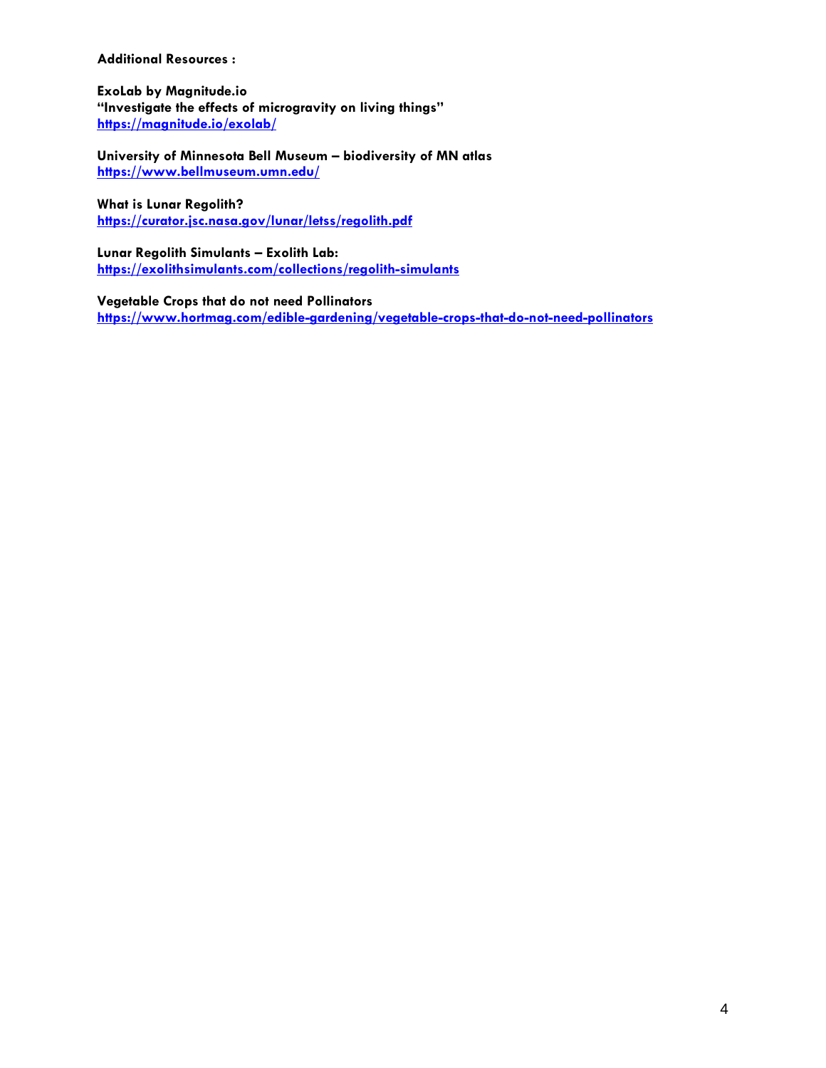**Additional Resources :**

**ExoLab by Magnitude.io**
**"Investigate the effects of microgravity on living things"**
[https://magnitude.io/exolab/](https://magnitude.io/exolab/)

**University of Minnesota Bell Museum – biodiversity of MN atlas**
[https://www.bellmuseum.umn.edu/](https://www.bellmuseum.umn.edu/)

**What is Lunar Regolith?**
[https://curator.jsc.nasa.gov/lunar/letss/regolith.pdf](https://curator.jsc.nasa.gov/lunar/letss/regolith.pdf)

**Lunar Regolith Simulants – Exolith Lab:**
[https://exolithsimulants.com/collections/regolith-simulants](https://exolithsimulants.com/collections/regolith-simulants)

**Vegetable Crops that do not need Pollinators**
[https://www.hortmag.com/edible-gardening/vegetable-crops-that-do-not-need-pollinators](https://www.hortmag.com/edible-gardening/vegetable-crops-that-do-not-need-pollinators)